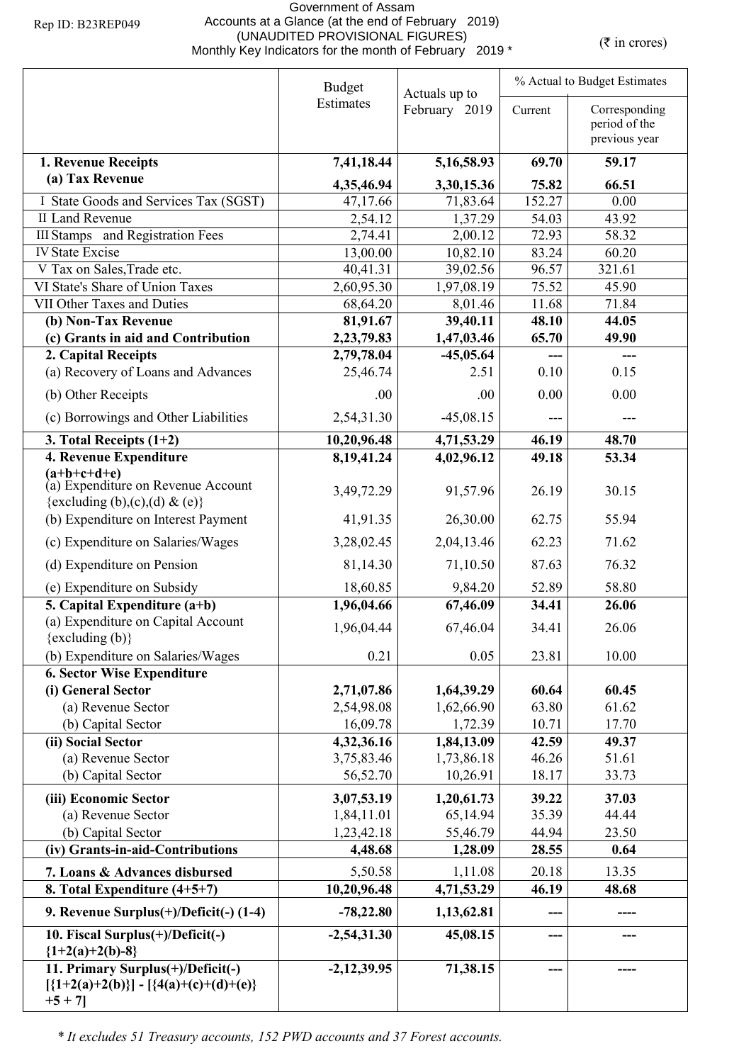Rep ID: B23REP049

# Government of Assam
## Accounts at a Glance (at the end of February 2019)
### (UNAUDITED PROVISIONAL FIGURES)
### Monthly Key Indicators for the month of February 2019 *

(₹ in crores)

| | Budget Estimates | Actuals up to February 2019 | % Actual to Budget Estimates | |
|---|---|---|---|---|
| | | | Current | Corresponding period of the previous year |
| **1. Revenue Receipts** | **7,41,18.44** | **5,16,58.93** | **69.70** | **59.17** |
| **(a) Tax Revenue** | **4,35,46.94** | **3,30,15.36** | **75.82** | **66.51** |
| I State Goods and Services Tax (SGST) | 47,17.66 | 71,83.64 | 152.27 | 0.00 |
| II Land Revenue | 2,54.12 | 1,37.29 | 54.03 | 43.92 |
| III Stamps and Registration Fees | 2,74.41 | 2,00.12 | 72.93 | 58.32 |
| IV State Excise | 13,00.00 | 10,82.10 | 83.24 | 60.20 |
| V Tax on Sales,Trade etc. | 40,41.31 | 39,02.56 | 96.57 | 321.61 |
| VI State's Share of Union Taxes | 2,60,95.30 | 1,97,08.19 | 75.52 | 45.90 |
| VII Other Taxes and Duties | 68,64.20 | 8,01.46 | 11.68 | 71.84 |
| **(b) Non-Tax Revenue** | **81,91.67** | **39,40.11** | **48.10** | **44.05** |
| **(c) Grants in aid and Contribution** | **2,23,79.83** | **1,47,03.46** | **65.70** | **49.90** |
| **2. Capital Receipts** | **2,79,78.04** | **-45,05.64** | **---** | **---** |
| (a) Recovery of Loans and Advances | 25,46.74 | 2.51 | 0.10 | 0.15 |
| (b) Other Receipts | .00 | .00 | 0.00 | 0.00 |
| (c) Borrowings and Other Liabilities | 2,54,31.30 | -45,08.15 | --- | --- |
| **3. Total Receipts (1+2)** | **10,20,96.48** | **4,71,53.29** | **46.19** | **48.70** |
| **4. Revenue Expenditure (a+b+c+d+e)** | **8,19,41.24** | **4,02,96.12** | **49.18** | **53.34** |
| (a) Expenditure on Revenue Account {excluding (b),(c),(d) & (e)} | 3,49,72.29 | 91,57.96 | 26.19 | 30.15 |
| (b) Expenditure on Interest Payment | 41,91.35 | 26,30.00 | 62.75 | 55.94 |
| (c) Expenditure on Salaries/Wages | 3,28,02.45 | 2,04,13.46 | 62.23 | 71.62 |
| (d) Expenditure on Pension | 81,14.30 | 71,10.50 | 87.63 | 76.32 |
| (e) Expenditure on Subsidy | 18,60.85 | 9,84.20 | 52.89 | 58.80 |
| **5. Capital Expenditure (a+b)** | **1,96,04.66** | **67,46.09** | **34.41** | **26.06** |
| (a) Expenditure on Capital Account {excluding (b)} | 1,96,04.44 | 67,46.04 | 34.41 | 26.06 |
| (b) Expenditure on Salaries/Wages | 0.21 | 0.05 | 23.81 | 10.00 |
| **6. Sector Wise Expenditure** | | | | |
| **(i) General Sector** | **2,71,07.86** | **1,64,39.29** | **60.64** | **60.45** |
| (a) Revenue Sector | 2,54,98.08 | 1,62,66.90 | 63.80 | 61.62 |
| (b) Capital Sector | 16,09.78 | 1,72.39 | 10.71 | 17.70 |
| **(ii) Social Sector** | **4,32,36.16** | **1,84,13.09** | **42.59** | **49.37** |
| (a) Revenue Sector | 3,75,83.46 | 1,73,86.18 | 46.26 | 51.61 |
| (b) Capital Sector | 56,52.70 | 10,26.91 | 18.17 | 33.73 |
| **(iii) Economic Sector** | **3,07,53.19** | **1,20,61.73** | **39.22** | **37.03** |
| (a) Revenue Sector | 1,84,11.01 | 65,14.94 | 35.39 | 44.44 |
| (b) Capital Sector | 1,23,42.18 | 55,46.79 | 44.94 | 23.50 |
| **(iv) Grants-in-aid-Contributions** | **4,48.68** | **1,28.09** | **28.55** | **0.64** |
| **7. Loans & Advances disbursed** | 5,50.58 | 1,11.08 | 20.18 | 13.35 |
| **8. Total Expenditure (4+5+7)** | **10,20,96.48** | **4,71,53.29** | **46.19** | **48.68** |
| **9. Revenue Surplus(+)/Deficit(-) (1-4)** | **-78,22.80** | **1,13,62.81** | **---** | **----** |
| **10. Fiscal Surplus(+)/Deficit(-) {1+2(a)+2(b)-8}** | **-2,54,31.30** | **45,08.15** | **---** | **---** |
| **11. Primary Surplus(+)/Deficit(-) [{1+2(a)+2(b)}] - [{4(a)+(c)+(d)+(e)} +5 + 7]** | **-2,12,39.95** | **71,38.15** | **---** | **----** |

*\* It excludes 51 Treasury accounts, 152 PWD accounts and 37 Forest accounts.*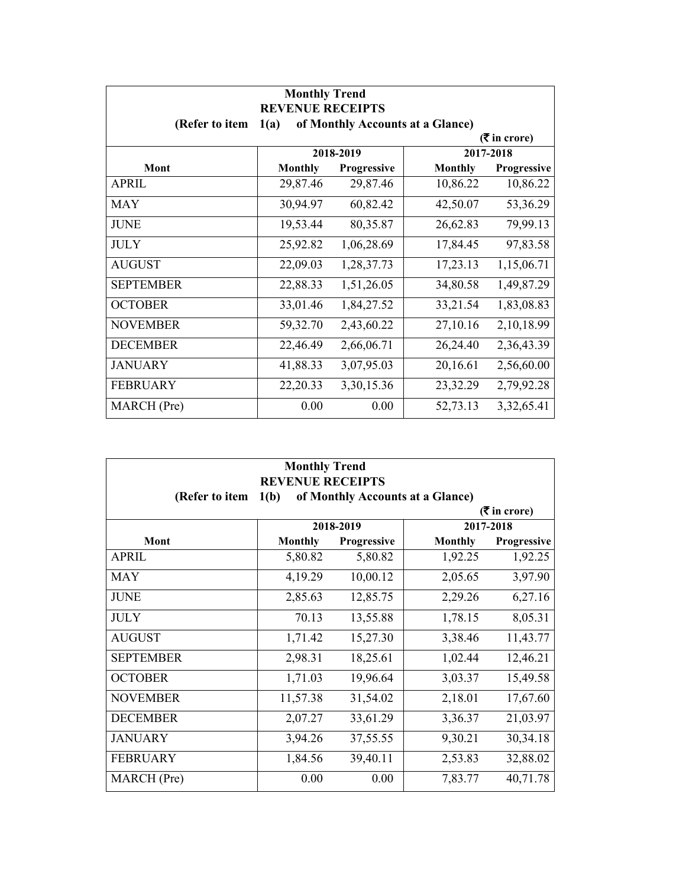| Monthly Trend<br>REVENUE RECEIPTS<br>(Refer to item 1(a) of Monthly Accounts at a Glance)<br>(₹ in crore) | | | | |
|---|---|---|---|---|
| | 2018-2019 | | 2017-2018 | |
| Mont | Monthly | Progressive | Monthly | Progressive |
| APRIL | 29,87.46 | 29,87.46 | 10,86.22 | 10,86.22 |
| MAY | 30,94.97 | 60,82.42 | 42,50.07 | 53,36.29 |
| JUNE | 19,53.44 | 80,35.87 | 26,62.83 | 79,99.13 |
| JULY | 25,92.82 | 1,06,28.69 | 17,84.45 | 97,83.58 |
| AUGUST | 22,09.03 | 1,28,37.73 | 17,23.13 | 1,15,06.71 |
| SEPTEMBER | 22,88.33 | 1,51,26.05 | 34,80.58 | 1,49,87.29 |
| OCTOBER | 33,01.46 | 1,84,27.52 | 33,21.54 | 1,83,08.83 |
| NOVEMBER | 59,32.70 | 2,43,60.22 | 27,10.16 | 2,10,18.99 |
| DECEMBER | 22,46.49 | 2,66,06.71 | 26,24.40 | 2,36,43.39 |
| JANUARY | 41,88.33 | 3,07,95.03 | 20,16.61 | 2,56,60.00 |
| FEBRUARY | 22,20.33 | 3,30,15.36 | 23,32.29 | 2,79,92.28 |
| MARCH (Pre) | 0.00 | 0.00 | 52,73.13 | 3,32,65.41 |

| Monthly Trend<br>REVENUE RECEIPTS<br>(Refer to item 1(b) of Monthly Accounts at a Glance)<br>(₹ in crore) | | | | |
|---|---|---|---|---|
| | 2018-2019 | | 2017-2018 | |
| Mont | Monthly | Progressive | Monthly | Progressive |
| APRIL | 5,80.82 | 5,80.82 | 1,92.25 | 1,92.25 |
| MAY | 4,19.29 | 10,00.12 | 2,05.65 | 3,97.90 |
| JUNE | 2,85.63 | 12,85.75 | 2,29.26 | 6,27.16 |
| JULY | 70.13 | 13,55.88 | 1,78.15 | 8,05.31 |
| AUGUST | 1,71.42 | 15,27.30 | 3,38.46 | 11,43.77 |
| SEPTEMBER | 2,98.31 | 18,25.61 | 1,02.44 | 12,46.21 |
| OCTOBER | 1,71.03 | 19,96.64 | 3,03.37 | 15,49.58 |
| NOVEMBER | 11,57.38 | 31,54.02 | 2,18.01 | 17,67.60 |
| DECEMBER | 2,07.27 | 33,61.29 | 3,36.37 | 21,03.97 |
| JANUARY | 3,94.26 | 37,55.55 | 9,30.21 | 30,34.18 |
| FEBRUARY | 1,84.56 | 39,40.11 | 2,53.83 | 32,88.02 |
| MARCH (Pre) | 0.00 | 0.00 | 7,83.77 | 40,71.78 |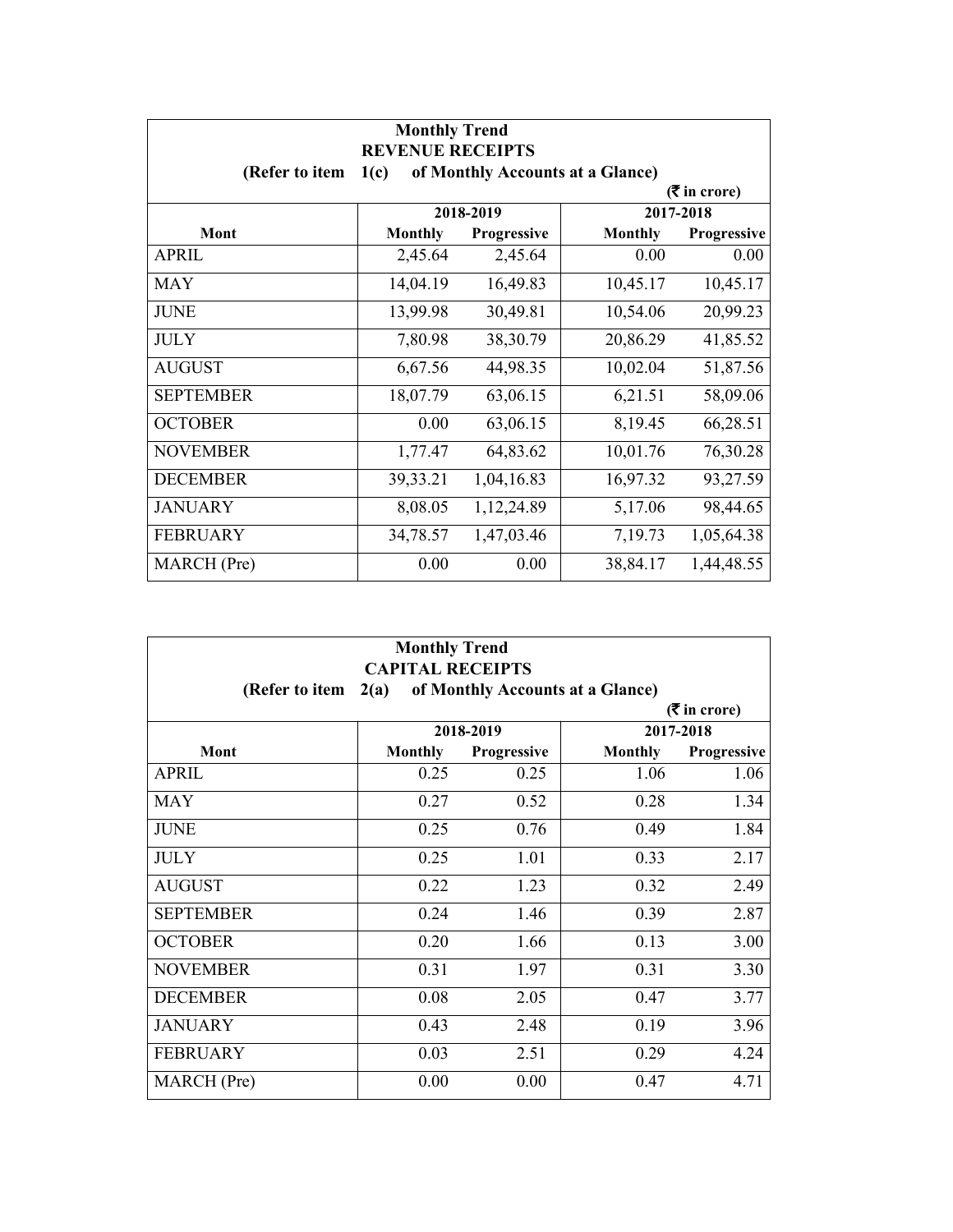| Monthly Trend<br>REVENUE RECEIPTS<br>(Refer to item 1(c) of Monthly Accounts at a Glance)<br>(₹ in crore) | | | | |
|---|---|---|---|---|
| | 2018-2019 | | 2017-2018 | |
| Mont | Monthly | Progressive | Monthly | Progressive |
| APRIL | 2,45.64 | 2,45.64 | 0.00 | 0.00 |
| MAY | 14,04.19 | 16,49.83 | 10,45.17 | 10,45.17 |
| JUNE | 13,99.98 | 30,49.81 | 10,54.06 | 20,99.23 |
| JULY | 7,80.98 | 38,30.79 | 20,86.29 | 41,85.52 |
| AUGUST | 6,67.56 | 44,98.35 | 10,02.04 | 51,87.56 |
| SEPTEMBER | 18,07.79 | 63,06.15 | 6,21.51 | 58,09.06 |
| OCTOBER | 0.00 | 63,06.15 | 8,19.45 | 66,28.51 |
| NOVEMBER | 1,77.47 | 64,83.62 | 10,01.76 | 76,30.28 |
| DECEMBER | 39,33.21 | 1,04,16.83 | 16,97.32 | 93,27.59 |
| JANUARY | 8,08.05 | 1,12,24.89 | 5,17.06 | 98,44.65 |
| FEBRUARY | 34,78.57 | 1,47,03.46 | 7,19.73 | 1,05,64.38 |
| MARCH (Pre) | 0.00 | 0.00 | 38,84.17 | 1,44,48.55 |

| Monthly Trend<br>CAPITAL RECEIPTS<br>(Refer to item 2(a) of Monthly Accounts at a Glance)<br>(₹ in crore) | | | | |
|---|---|---|---|---|
| | 2018-2019 | | 2017-2018 | |
| Mont | Monthly | Progressive | Monthly | Progressive |
| APRIL | 0.25 | 0.25 | 1.06 | 1.06 |
| MAY | 0.27 | 0.52 | 0.28 | 1.34 |
| JUNE | 0.25 | 0.76 | 0.49 | 1.84 |
| JULY | 0.25 | 1.01 | 0.33 | 2.17 |
| AUGUST | 0.22 | 1.23 | 0.32 | 2.49 |
| SEPTEMBER | 0.24 | 1.46 | 0.39 | 2.87 |
| OCTOBER | 0.20 | 1.66 | 0.13 | 3.00 |
| NOVEMBER | 0.31 | 1.97 | 0.31 | 3.30 |
| DECEMBER | 0.08 | 2.05 | 0.47 | 3.77 |
| JANUARY | 0.43 | 2.48 | 0.19 | 3.96 |
| FEBRUARY | 0.03 | 2.51 | 0.29 | 4.24 |
| MARCH (Pre) | 0.00 | 0.00 | 0.47 | 4.71 |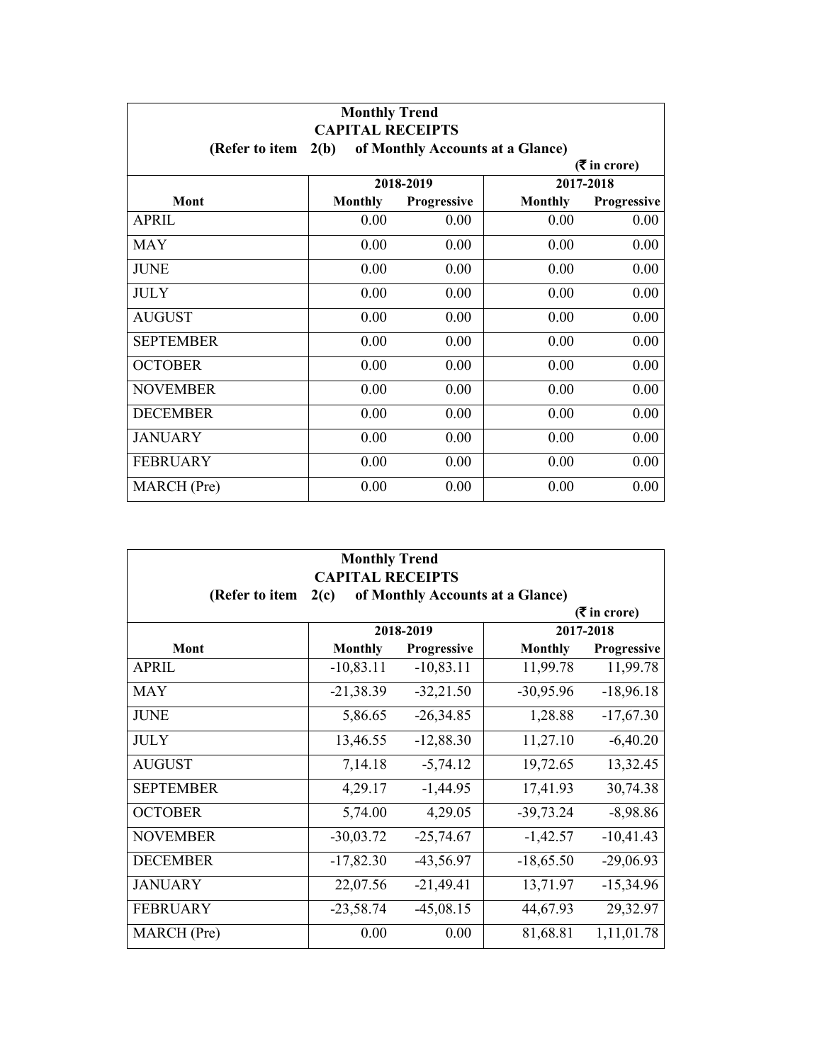| Monthly Trend<br>CAPITAL RECEIPTS<br>(Refer to item 2(b) of Monthly Accounts at a Glance)<br>(₹ in crore) | | | | |
|---|---|---|---|---|
| | 2018-2019 | | 2017-2018 | |
| Mont | Monthly | Progressive | Monthly | Progressive |
| APRIL | 0.00 | 0.00 | 0.00 | 0.00 |
| MAY | 0.00 | 0.00 | 0.00 | 0.00 |
| JUNE | 0.00 | 0.00 | 0.00 | 0.00 |
| JULY | 0.00 | 0.00 | 0.00 | 0.00 |
| AUGUST | 0.00 | 0.00 | 0.00 | 0.00 |
| SEPTEMBER | 0.00 | 0.00 | 0.00 | 0.00 |
| OCTOBER | 0.00 | 0.00 | 0.00 | 0.00 |
| NOVEMBER | 0.00 | 0.00 | 0.00 | 0.00 |
| DECEMBER | 0.00 | 0.00 | 0.00 | 0.00 |
| JANUARY | 0.00 | 0.00 | 0.00 | 0.00 |
| FEBRUARY | 0.00 | 0.00 | 0.00 | 0.00 |
| MARCH (Pre) | 0.00 | 0.00 | 0.00 | 0.00 |

| Monthly Trend<br>CAPITAL RECEIPTS<br>(Refer to item 2(c) of Monthly Accounts at a Glance)<br>(₹ in crore) | | | | |
|---|---|---|---|---|
| | 2018-2019 | | 2017-2018 | |
| Mont | Monthly | Progressive | Monthly | Progressive |
| APRIL | -10,83.11 | -10,83.11 | 11,99.78 | 11,99.78 |
| MAY | -21,38.39 | -32,21.50 | -30,95.96 | -18,96.18 |
| JUNE | 5,86.65 | -26,34.85 | 1,28.88 | -17,67.30 |
| JULY | 13,46.55 | -12,88.30 | 11,27.10 | -6,40.20 |
| AUGUST | 7,14.18 | -5,74.12 | 19,72.65 | 13,32.45 |
| SEPTEMBER | 4,29.17 | -1,44.95 | 17,41.93 | 30,74.38 |
| OCTOBER | 5,74.00 | 4,29.05 | -39,73.24 | -8,98.86 |
| NOVEMBER | -30,03.72 | -25,74.67 | -1,42.57 | -10,41.43 |
| DECEMBER | -17,82.30 | -43,56.97 | -18,65.50 | -29,06.93 |
| JANUARY | 22,07.56 | -21,49.41 | 13,71.97 | -15,34.96 |
| FEBRUARY | -23,58.74 | -45,08.15 | 44,67.93 | 29,32.97 |
| MARCH (Pre) | 0.00 | 0.00 | 81,68.81 | 1,11,01.78 |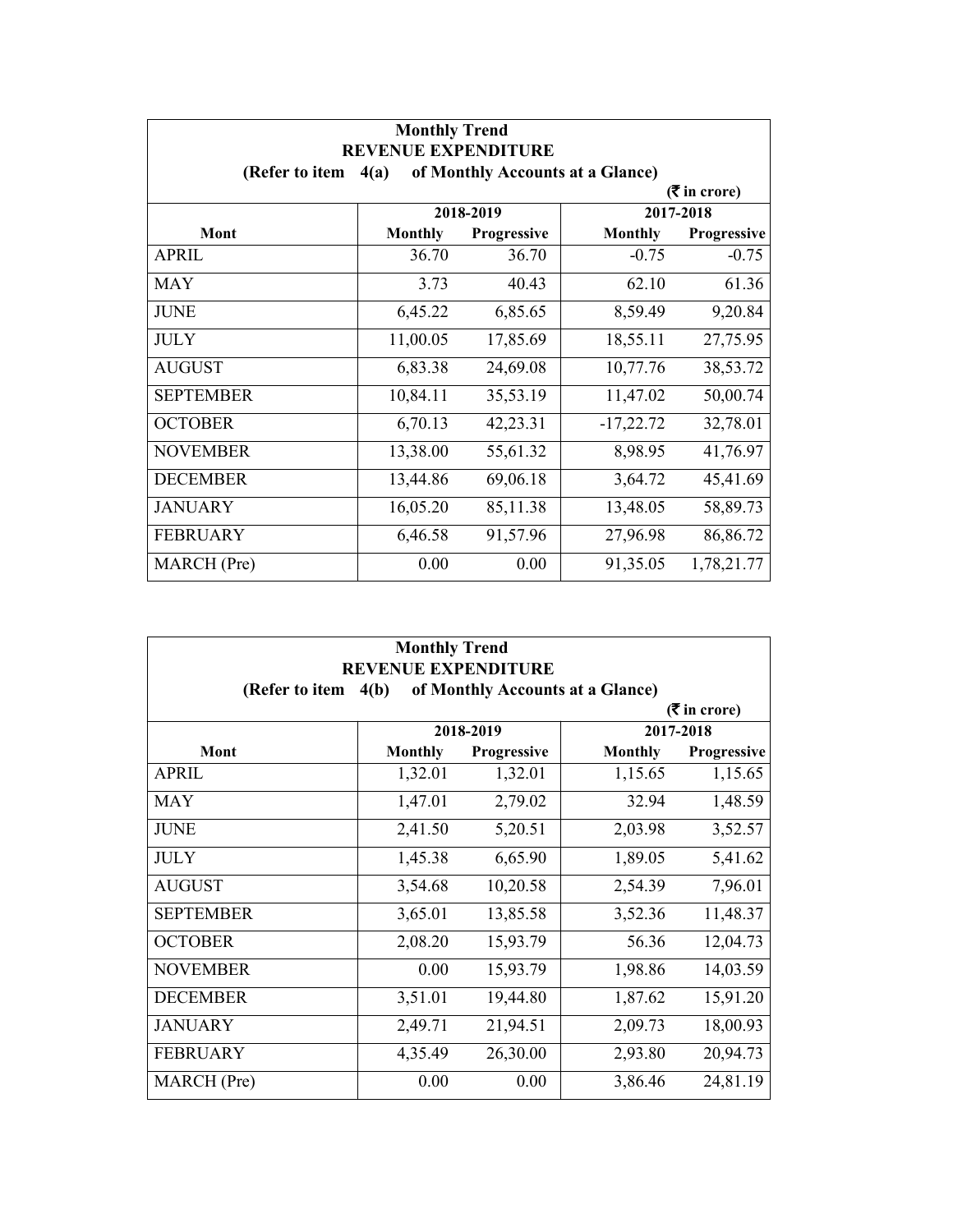| Monthly Trend<br>REVENUE EXPENDITURE<br>(Refer to item 4(a) of Monthly Accounts at a Glance) | | | | |
|---|---|---|---|---|
| | | | | (₹ in crore) |
| | 2018-2019 | | 2017-2018 | |
| Mont | Monthly | Progressive | Monthly | Progressive |
| APRIL | 36.70 | 36.70 | -0.75 | -0.75 |
| MAY | 3.73 | 40.43 | 62.10 | 61.36 |
| JUNE | 6,45.22 | 6,85.65 | 8,59.49 | 9,20.84 |
| JULY | 11,00.05 | 17,85.69 | 18,55.11 | 27,75.95 |
| AUGUST | 6,83.38 | 24,69.08 | 10,77.76 | 38,53.72 |
| SEPTEMBER | 10,84.11 | 35,53.19 | 11,47.02 | 50,00.74 |
| OCTOBER | 6,70.13 | 42,23.31 | -17,22.72 | 32,78.01 |
| NOVEMBER | 13,38.00 | 55,61.32 | 8,98.95 | 41,76.97 |
| DECEMBER | 13,44.86 | 69,06.18 | 3,64.72 | 45,41.69 |
| JANUARY | 16,05.20 | 85,11.38 | 13,48.05 | 58,89.73 |
| FEBRUARY | 6,46.58 | 91,57.96 | 27,96.98 | 86,86.72 |
| MARCH (Pre) | 0.00 | 0.00 | 91,35.05 | 1,78,21.77 |

| Monthly Trend<br>REVENUE EXPENDITURE<br>(Refer to item 4(b) of Monthly Accounts at a Glance) | | | | |
|---|---|---|---|---|
| | | | | (₹ in crore) |
| | 2018-2019 | | 2017-2018 | |
| Mont | Monthly | Progressive | Monthly | Progressive |
| APRIL | 1,32.01 | 1,32.01 | 1,15.65 | 1,15.65 |
| MAY | 1,47.01 | 2,79.02 | 32.94 | 1,48.59 |
| JUNE | 2,41.50 | 5,20.51 | 2,03.98 | 3,52.57 |
| JULY | 1,45.38 | 6,65.90 | 1,89.05 | 5,41.62 |
| AUGUST | 3,54.68 | 10,20.58 | 2,54.39 | 7,96.01 |
| SEPTEMBER | 3,65.01 | 13,85.58 | 3,52.36 | 11,48.37 |
| OCTOBER | 2,08.20 | 15,93.79 | 56.36 | 12,04.73 |
| NOVEMBER | 0.00 | 15,93.79 | 1,98.86 | 14,03.59 |
| DECEMBER | 3,51.01 | 19,44.80 | 1,87.62 | 15,91.20 |
| JANUARY | 2,49.71 | 21,94.51 | 2,09.73 | 18,00.93 |
| FEBRUARY | 4,35.49 | 26,30.00 | 2,93.80 | 20,94.73 |
| MARCH (Pre) | 0.00 | 0.00 | 3,86.46 | 24,81.19 |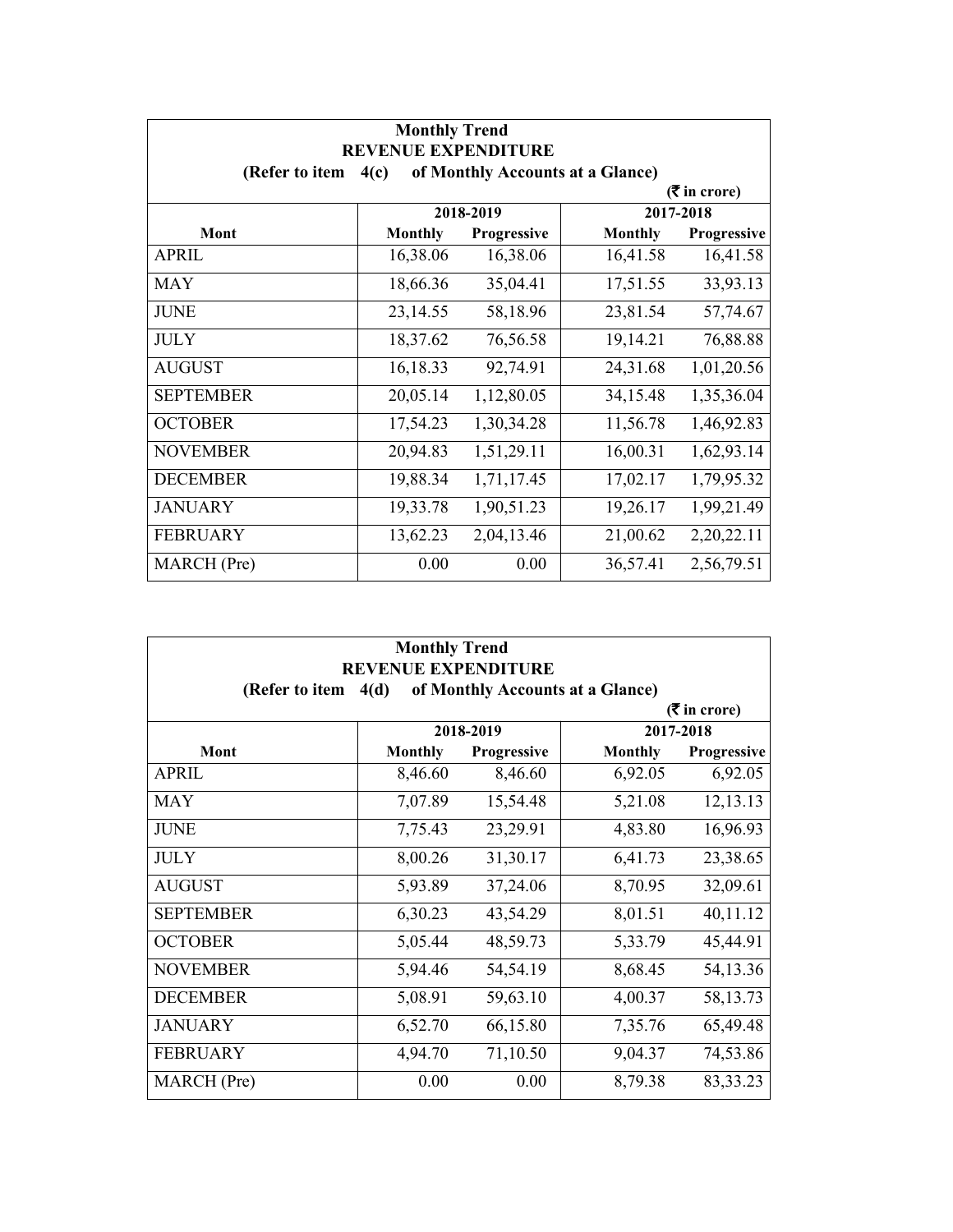| Monthly Trend<br>REVENUE EXPENDITURE<br>(Refer to item 4(c) of Monthly Accounts at a Glance)<br>(₹ in crore) | | | | |
|---|---|---|---|---|
| | 2018-2019 | | 2017-2018 | |
| Mont | Monthly | Progressive | Monthly | Progressive |
| APRIL | 16,38.06 | 16,38.06 | 16,41.58 | 16,41.58 |
| MAY | 18,66.36 | 35,04.41 | 17,51.55 | 33,93.13 |
| JUNE | 23,14.55 | 58,18.96 | 23,81.54 | 57,74.67 |
| JULY | 18,37.62 | 76,56.58 | 19,14.21 | 76,88.88 |
| AUGUST | 16,18.33 | 92,74.91 | 24,31.68 | 1,01,20.56 |
| SEPTEMBER | 20,05.14 | 1,12,80.05 | 34,15.48 | 1,35,36.04 |
| OCTOBER | 17,54.23 | 1,30,34.28 | 11,56.78 | 1,46,92.83 |
| NOVEMBER | 20,94.83 | 1,51,29.11 | 16,00.31 | 1,62,93.14 |
| DECEMBER | 19,88.34 | 1,71,17.45 | 17,02.17 | 1,79,95.32 |
| JANUARY | 19,33.78 | 1,90,51.23 | 19,26.17 | 1,99,21.49 |
| FEBRUARY | 13,62.23 | 2,04,13.46 | 21,00.62 | 2,20,22.11 |
| MARCH (Pre) | 0.00 | 0.00 | 36,57.41 | 2,56,79.51 |

| Monthly Trend<br>REVENUE EXPENDITURE<br>(Refer to item 4(d) of Monthly Accounts at a Glance)<br>(₹ in crore) | | | | |
|---|---|---|---|---|
| | 2018-2019 | | 2017-2018 | |
| Mont | Monthly | Progressive | Monthly | Progressive |
| APRIL | 8,46.60 | 8,46.60 | 6,92.05 | 6,92.05 |
| MAY | 7,07.89 | 15,54.48 | 5,21.08 | 12,13.13 |
| JUNE | 7,75.43 | 23,29.91 | 4,83.80 | 16,96.93 |
| JULY | 8,00.26 | 31,30.17 | 6,41.73 | 23,38.65 |
| AUGUST | 5,93.89 | 37,24.06 | 8,70.95 | 32,09.61 |
| SEPTEMBER | 6,30.23 | 43,54.29 | 8,01.51 | 40,11.12 |
| OCTOBER | 5,05.44 | 48,59.73 | 5,33.79 | 45,44.91 |
| NOVEMBER | 5,94.46 | 54,54.19 | 8,68.45 | 54,13.36 |
| DECEMBER | 5,08.91 | 59,63.10 | 4,00.37 | 58,13.73 |
| JANUARY | 6,52.70 | 66,15.80 | 7,35.76 | 65,49.48 |
| FEBRUARY | 4,94.70 | 71,10.50 | 9,04.37 | 74,53.86 |
| MARCH (Pre) | 0.00 | 0.00 | 8,79.38 | 83,33.23 |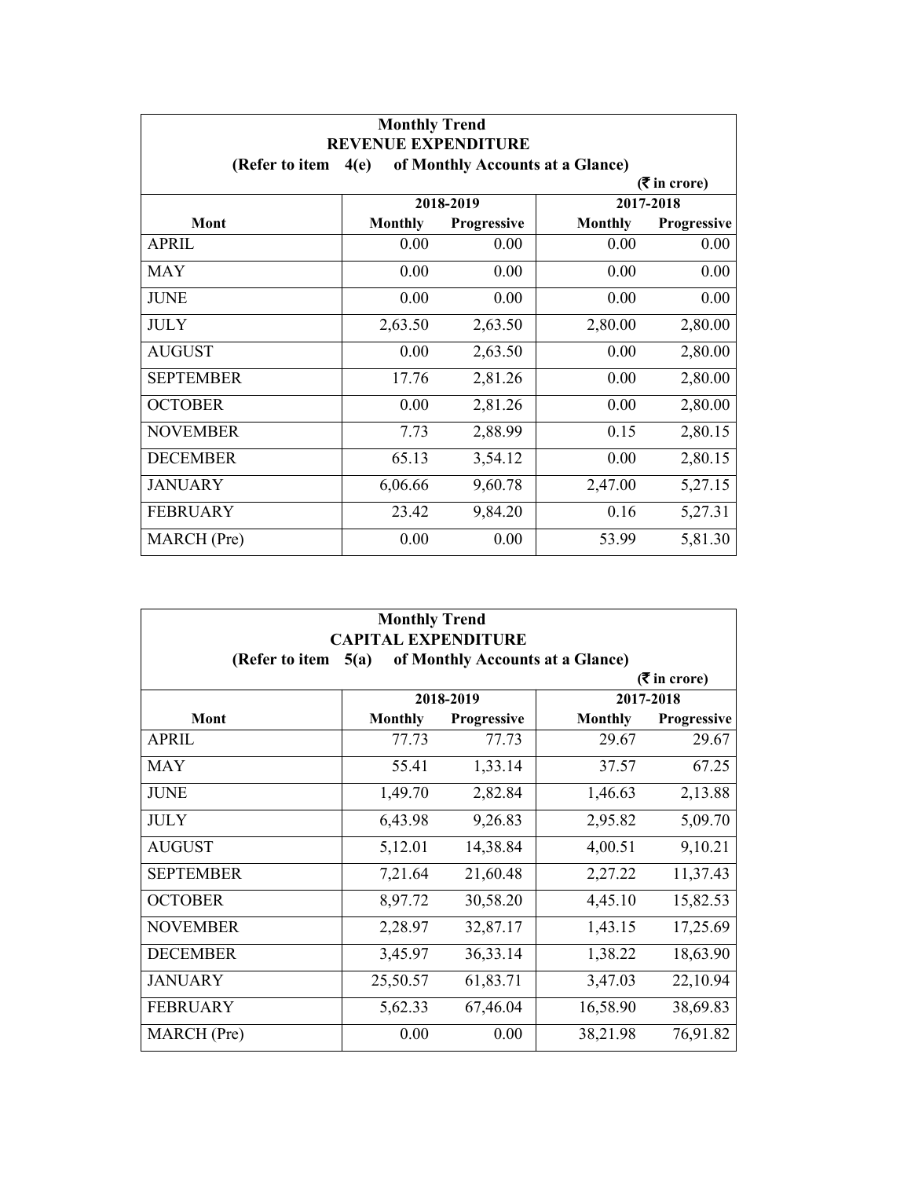| Monthly Trend<br>REVENUE EXPENDITURE<br>(Refer to item 4(e) of Monthly Accounts at a Glance) | | | | |
|---|---|---|---|---|
| | | | | (₹ in crore) |
| | 2018-2019 | | 2017-2018 | |
| Mont | Monthly | Progressive | Monthly | Progressive |
| APRIL | 0.00 | 0.00 | 0.00 | 0.00 |
| MAY | 0.00 | 0.00 | 0.00 | 0.00 |
| JUNE | 0.00 | 0.00 | 0.00 | 0.00 |
| JULY | 2,63.50 | 2,63.50 | 2,80.00 | 2,80.00 |
| AUGUST | 0.00 | 2,63.50 | 0.00 | 2,80.00 |
| SEPTEMBER | 17.76 | 2,81.26 | 0.00 | 2,80.00 |
| OCTOBER | 0.00 | 2,81.26 | 0.00 | 2,80.00 |
| NOVEMBER | 7.73 | 2,88.99 | 0.15 | 2,80.15 |
| DECEMBER | 65.13 | 3,54.12 | 0.00 | 2,80.15 |
| JANUARY | 6,06.66 | 9,60.78 | 2,47.00 | 5,27.15 |
| FEBRUARY | 23.42 | 9,84.20 | 0.16 | 5,27.31 |
| MARCH (Pre) | 0.00 | 0.00 | 53.99 | 5,81.30 |

| Monthly Trend<br>CAPITAL EXPENDITURE<br>(Refer to item 5(a) of Monthly Accounts at a Glance) | | | | |
|---|---|---|---|---|
| | | | | (₹ in crore) |
| | 2018-2019 | | 2017-2018 | |
| Mont | Monthly | Progressive | Monthly | Progressive |
| APRIL | 77.73 | 77.73 | 29.67 | 29.67 |
| MAY | 55.41 | 1,33.14 | 37.57 | 67.25 |
| JUNE | 1,49.70 | 2,82.84 | 1,46.63 | 2,13.88 |
| JULY | 6,43.98 | 9,26.83 | 2,95.82 | 5,09.70 |
| AUGUST | 5,12.01 | 14,38.84 | 4,00.51 | 9,10.21 |
| SEPTEMBER | 7,21.64 | 21,60.48 | 2,27.22 | 11,37.43 |
| OCTOBER | 8,97.72 | 30,58.20 | 4,45.10 | 15,82.53 |
| NOVEMBER | 2,28.97 | 32,87.17 | 1,43.15 | 17,25.69 |
| DECEMBER | 3,45.97 | 36,33.14 | 1,38.22 | 18,63.90 |
| JANUARY | 25,50.57 | 61,83.71 | 3,47.03 | 22,10.94 |
| FEBRUARY | 5,62.33 | 67,46.04 | 16,58.90 | 38,69.83 |
| MARCH (Pre) | 0.00 | 0.00 | 38,21.98 | 76,91.82 |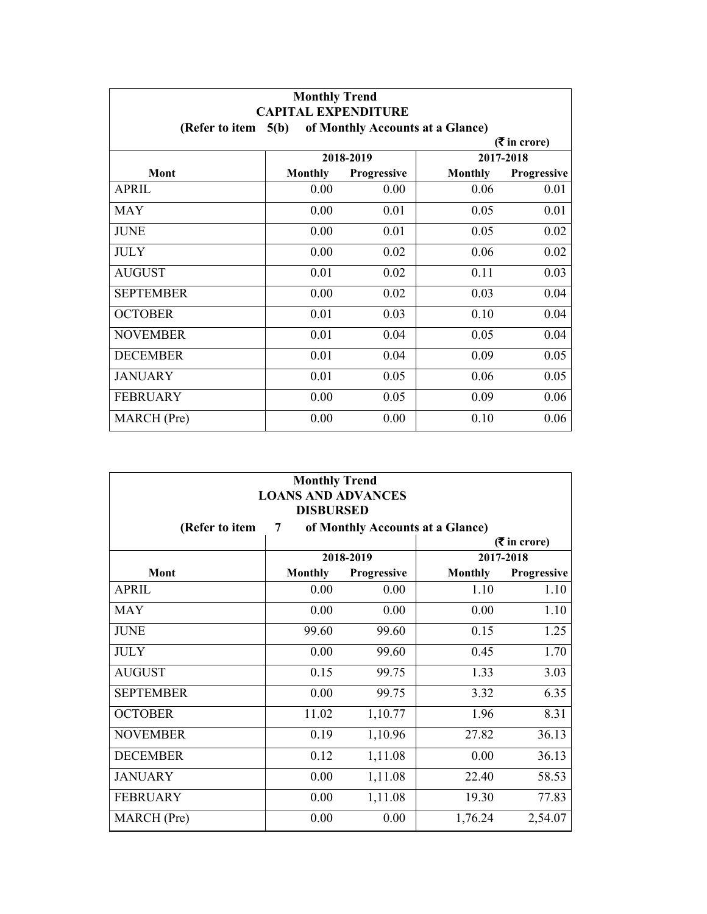**Monthly Trend**
**CAPITAL EXPENDITURE**
**(Refer to item 5(b) of Monthly Accounts at a Glance)**

(₹ in crore)

| | 2018-2019 | | 2017-2018 | |
|---|---|---|---|---|
| **Mont** | **Monthly** | **Progressive** | **Monthly** | **Progressive** |
| APRIL | 0.00 | 0.00 | 0.06 | 0.01 |
| MAY | 0.00 | 0.01 | 0.05 | 0.01 |
| JUNE | 0.00 | 0.01 | 0.05 | 0.02 |
| JULY | 0.00 | 0.02 | 0.06 | 0.02 |
| AUGUST | 0.01 | 0.02 | 0.11 | 0.03 |
| SEPTEMBER | 0.00 | 0.02 | 0.03 | 0.04 |
| OCTOBER | 0.01 | 0.03 | 0.10 | 0.04 |
| NOVEMBER | 0.01 | 0.04 | 0.05 | 0.04 |
| DECEMBER | 0.01 | 0.04 | 0.09 | 0.05 |
| JANUARY | 0.01 | 0.05 | 0.06 | 0.05 |
| FEBRUARY | 0.00 | 0.05 | 0.09 | 0.06 |
| MARCH (Pre) | 0.00 | 0.00 | 0.10 | 0.06 |

**Monthly Trend**
**LOANS AND ADVANCES**
**DISBURSED**
**(Refer to item 7 of Monthly Accounts at a Glance)**

(₹ in crore)

| | 2018-2019 | | 2017-2018 | |
|---|---|---|---|---|
| **Mont** | **Monthly** | **Progressive** | **Monthly** | **Progressive** |
| APRIL | 0.00 | 0.00 | 1.10 | 1.10 |
| MAY | 0.00 | 0.00 | 0.00 | 1.10 |
| JUNE | 99.60 | 99.60 | 0.15 | 1.25 |
| JULY | 0.00 | 99.60 | 0.45 | 1.70 |
| AUGUST | 0.15 | 99.75 | 1.33 | 3.03 |
| SEPTEMBER | 0.00 | 99.75 | 3.32 | 6.35 |
| OCTOBER | 11.02 | 1,10.77 | 1.96 | 8.31 |
| NOVEMBER | 0.19 | 1,10.96 | 27.82 | 36.13 |
| DECEMBER | 0.12 | 1,11.08 | 0.00 | 36.13 |
| JANUARY | 0.00 | 1,11.08 | 22.40 | 58.53 |
| FEBRUARY | 0.00 | 1,11.08 | 19.30 | 77.83 |
| MARCH (Pre) | 0.00 | 0.00 | 1,76.24 | 2,54.07 |